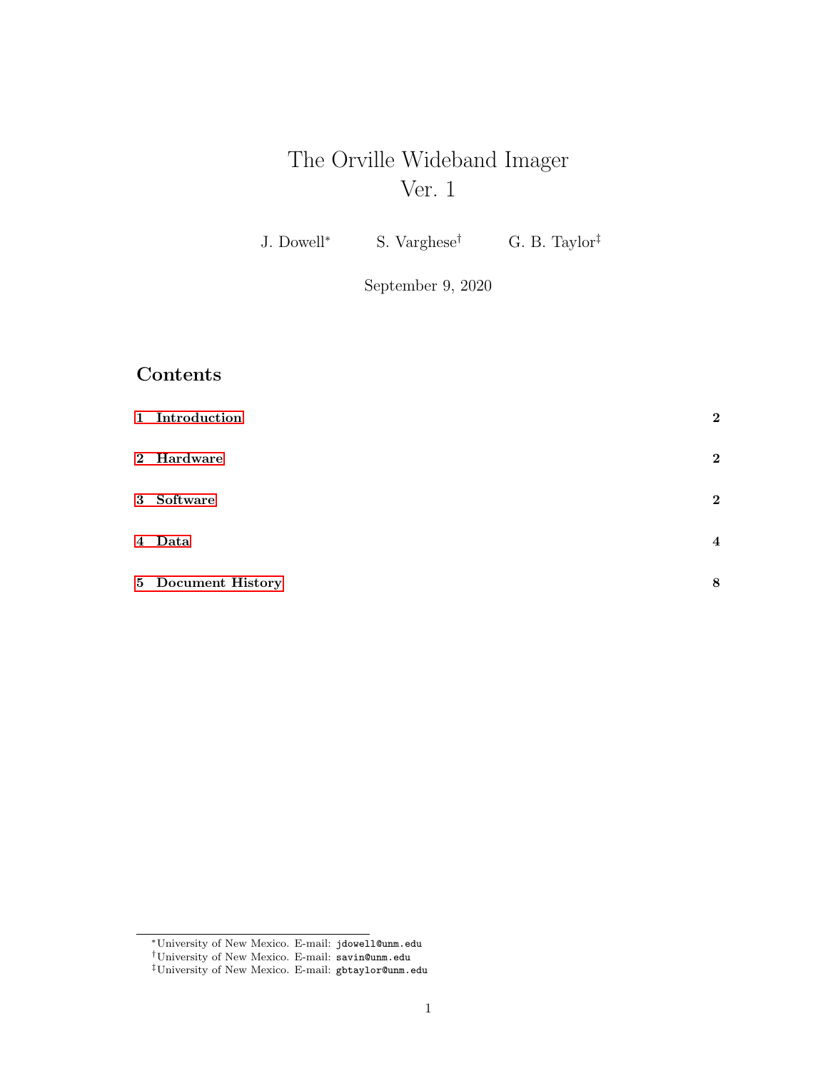# The Orville Wideband Imager
# Ver. 1

J. Dowell[*] S. Varghese[†] G. B. Taylor[‡]

September 9, 2020

## Contents

| | |
|---|---|
| **1 Introduction** | **2** |
| **2 Hardware** | **2** |
| **3 Software** | **2** |
| **4 Data** | **4** |
| **5 Document History** | **8** |

[*] University of New Mexico. E-mail: `jdowell@unm.edu`

[†] University of New Mexico. E-mail: `savin@unm.edu`

[‡] University of New Mexico. E-mail: `gbtaylor@unm.edu`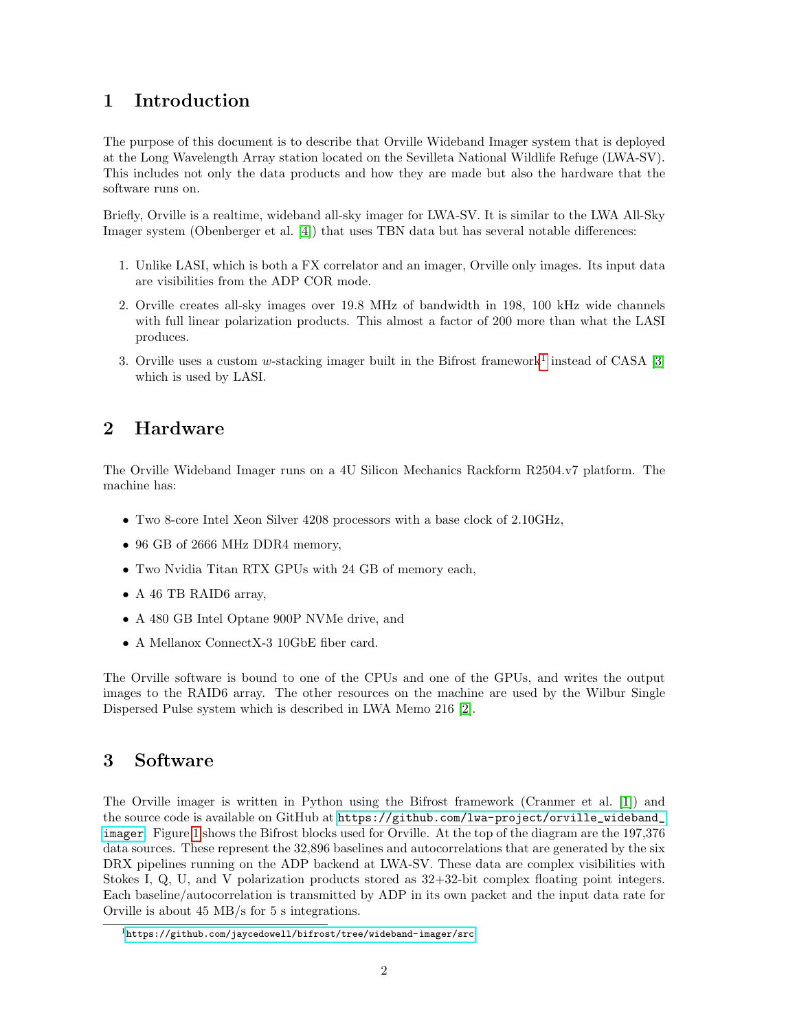# 1 Introduction

The purpose of this document is to describe that Orville Wideband Imager system that is deployed at the Long Wavelength Array station located on the Sevilleta National Wildlife Refuge (LWA-SV). This includes not only the data products and how they are made but also the hardware that the software runs on.

Briefly, Orville is a realtime, wideband all-sky imager for LWA-SV. It is similar to the LWA All-Sky Imager system (Obenberger et al. [4]) that uses TBN data but has several notable differences:

1. Unlike LASI, which is both a FX correlator and an imager, Orville only images. Its input data are visibilities from the ADP COR mode.
2. Orville creates all-sky images over 19.8 MHz of bandwidth in 198, 100 kHz wide channels with full linear polarization products. This almost a factor of 200 more than what the LASI produces.
3. Orville uses a custom $w$-stacking imager built in the Bifrost framework[1] instead of CASA [3] which is used by LASI.

# 2 Hardware

The Orville Wideband Imager runs on a 4U Silicon Mechanics Rackform R2504.v7 platform. The machine has:

- Two 8-core Intel Xeon Silver 4208 processors with a base clock of 2.10GHz,
- 96 GB of 2666 MHz DDR4 memory,
- Two Nvidia Titan RTX GPUs with 24 GB of memory each,
- A 46 TB RAID6 array,
- A 480 GB Intel Optane 900P NVMe drive, and
- A Mellanox ConnectX-3 10GbE fiber card.

The Orville software is bound to one of the CPUs and one of the GPUs, and writes the output images to the RAID6 array. The other resources on the machine are used by the Wilbur Single Dispersed Pulse system which is described in LWA Memo 216 [2].

# 3 Software

The Orville imager is written in Python using the Bifrost framework (Cranmer et al. [1]) and the source code is available on GitHub at https://github.com/lwa-project/orville_wideband_imager. Figure 1 shows the Bifrost blocks used for Orville. At the top of the diagram are the 197,376 data sources. These represent the 32,896 baselines and autocorrelations that are generated by the six DRX pipelines running on the ADP backend at LWA-SV. These data are complex visibilities with Stokes I, Q, U, and V polarization products stored as 32+32-bit complex floating point integers. Each baseline/autocorrelation is transmitted by ADP in its own packet and the input data rate for Orville is about 45 MB/s for 5 s integrations.

[1] https://github.com/jaycedowell/bifrost/tree/wideband-imager/src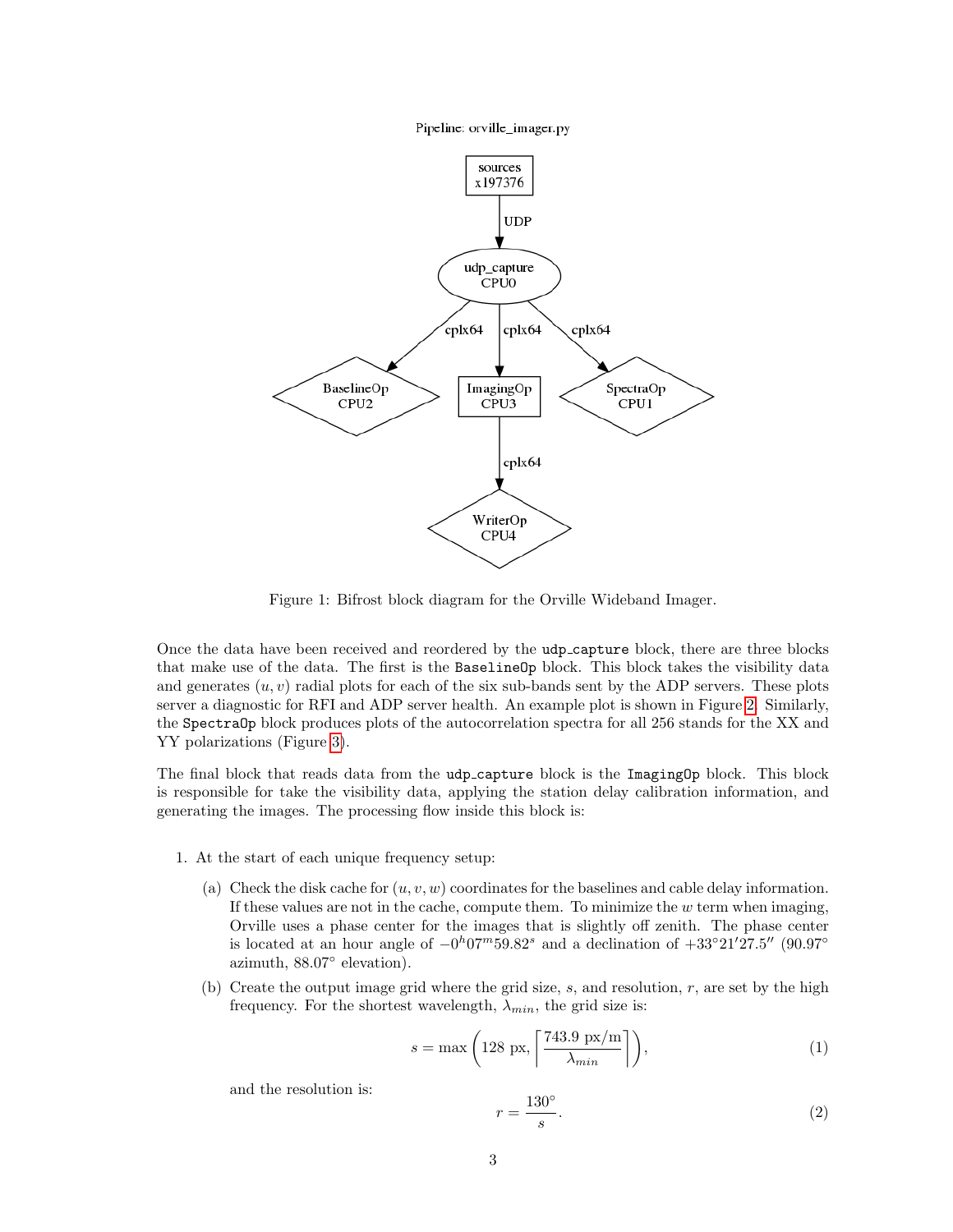Pipeline: orville_imager.py

sources x197376 → (UDP) → udp_capture CPU0

udp_capture CPU0 → (cplx64) → BaselineOp CPU2

udp_capture CPU0 → (cplx64) → ImagingOp CPU3

udp_capture CPU0 → (cplx64) → SpectraOp CPU1

ImagingOp CPU3 → (cplx64) → WriterOp CPU4

Figure 1: Bifrost block diagram for the Orville Wideband Imager.

Once the data have been received and reordered by the `udp_capture` block, there are three blocks that make use of the data. The first is the `BaselineOp` block. This block takes the visibility data and generates $(u, v)$ radial plots for each of the six sub-bands sent by the ADP servers. These plots server a diagnostic for RFI and ADP server health. An example plot is shown in Figure 2. Similarly, the `SpectraOp` block produces plots of the autocorrelation spectra for all 256 stands for the XX and YY polarizations (Figure 3).

The final block that reads data from the `udp_capture` block is the `ImagingOp` block. This block is responsible for take the visibility data, applying the station delay calibration information, and generating the images. The processing flow inside this block is:

1. At the start of each unique frequency setup:
   (a) Check the disk cache for $(u, v, w)$ coordinates for the baselines and cable delay information. If these values are not in the cache, compute them. To minimize the $w$ term when imaging, Orville uses a phase center for the images that is slightly off zenith. The phase center is located at an hour angle of $-0^h07^m59.82^s$ and a declination of $+33°21'27.5''$ (90.97° azimuth, 88.07° elevation).
   (b) Create the output image grid where the grid size, $s$, and resolution, $r$, are set by the high frequency. For the shortest wavelength, $\lambda_{min}$, the grid size is:

$$s = \max\left(128 \text{ px}, \left\lceil \frac{743.9 \text{ px/m}}{\lambda_{min}} \right\rceil\right), \tag{1}$$

   and the resolution is:

$$r = \frac{130°}{s}. \tag{2}$$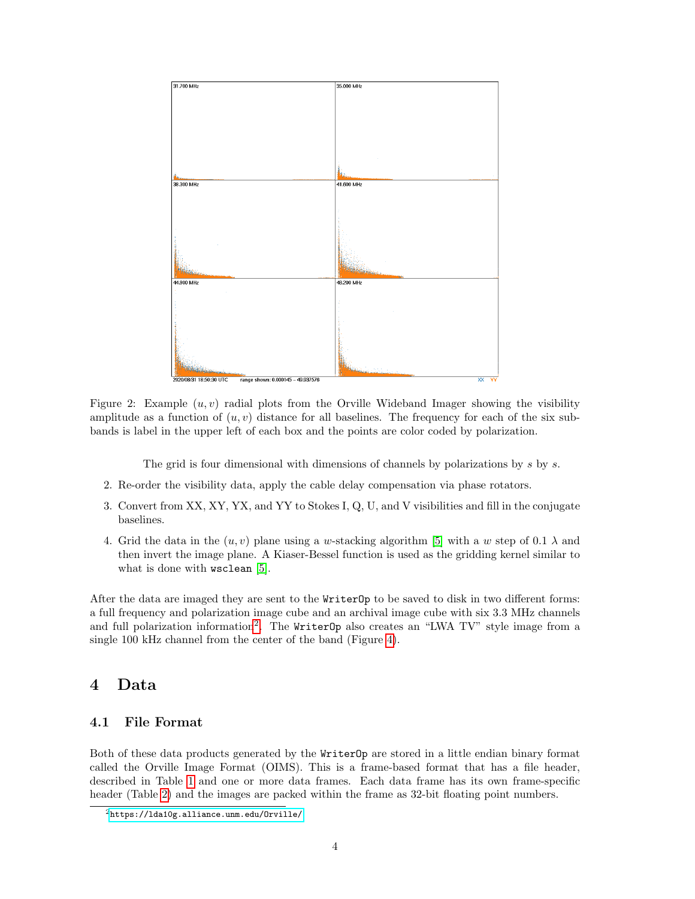Figure 2: Example $(u, v)$ radial plots from the Orville Wideband Imager showing the visibility amplitude as a function of $(u, v)$ distance for all baselines. The frequency for each of the six sub-bands is label in the upper left of each box and the points are color coded by polarization.

The grid is four dimensional with dimensions of channels by polarizations by $s$ by $s$.

2. Re-order the visibility data, apply the cable delay compensation via phase rotators.
3. Convert from XX, XY, YX, and YY to Stokes I, Q, U, and V visibilities and fill in the conjugate baselines.
4. Grid the data in the $(u, v)$ plane using a $w$-stacking algorithm [5] with a $w$ step of 0.1 $\lambda$ and then invert the image plane. A Kiaser-Bessel function is used as the gridding kernel similar to what is done with `wsclean` [5].

After the data are imaged they are sent to the `WriterOp` to be saved to disk in two different forms: a full frequency and polarization image cube and an archival image cube with six 3.3 MHz channels and full polarization information[2]. The `WriterOp` also creates an "LWA TV" style image from a single 100 kHz channel from the center of the band (Figure 4).

# 4 Data

## 4.1 File Format

Both of these data products generated by the `WriterOp` are stored in a little endian binary format called the Orville Image Format (OIMS). This is a frame-based format that has a file header, described in Table 1 and one or more data frames. Each data frame has its own frame-specific header (Table 2) and the images are packed within the frame as 32-bit floating point numbers.

[2] https://lda10g.alliance.unm.edu/Orville/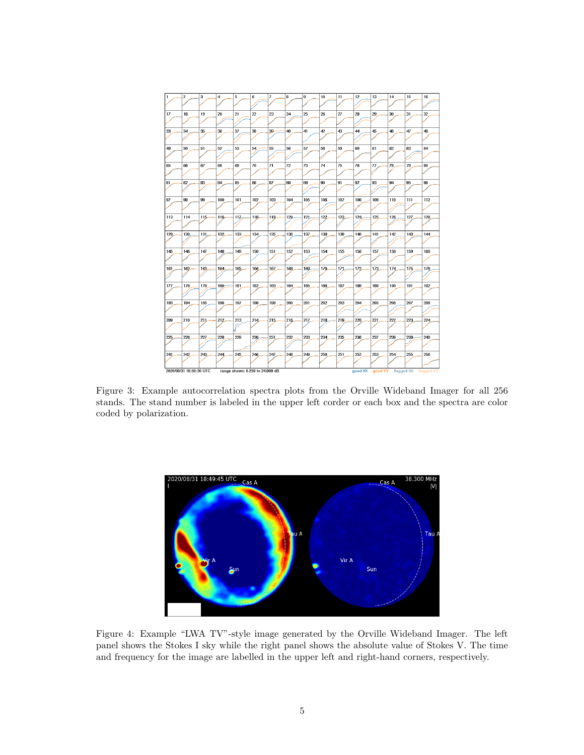Figure 3: Example autocorrelation spectra plots from the Orville Wideband Imager for all 256 stands. The stand number is labeled in the upper left corder or each box and the spectra are color coded by polarization.

Figure 4: Example "LWA TV"-style image generated by the Orville Wideband Imager. The left panel shows the Stokes I sky while the right panel shows the absolute value of Stokes V. The time and frequency for the image are labelled in the upper left and right-hand corners, respectively.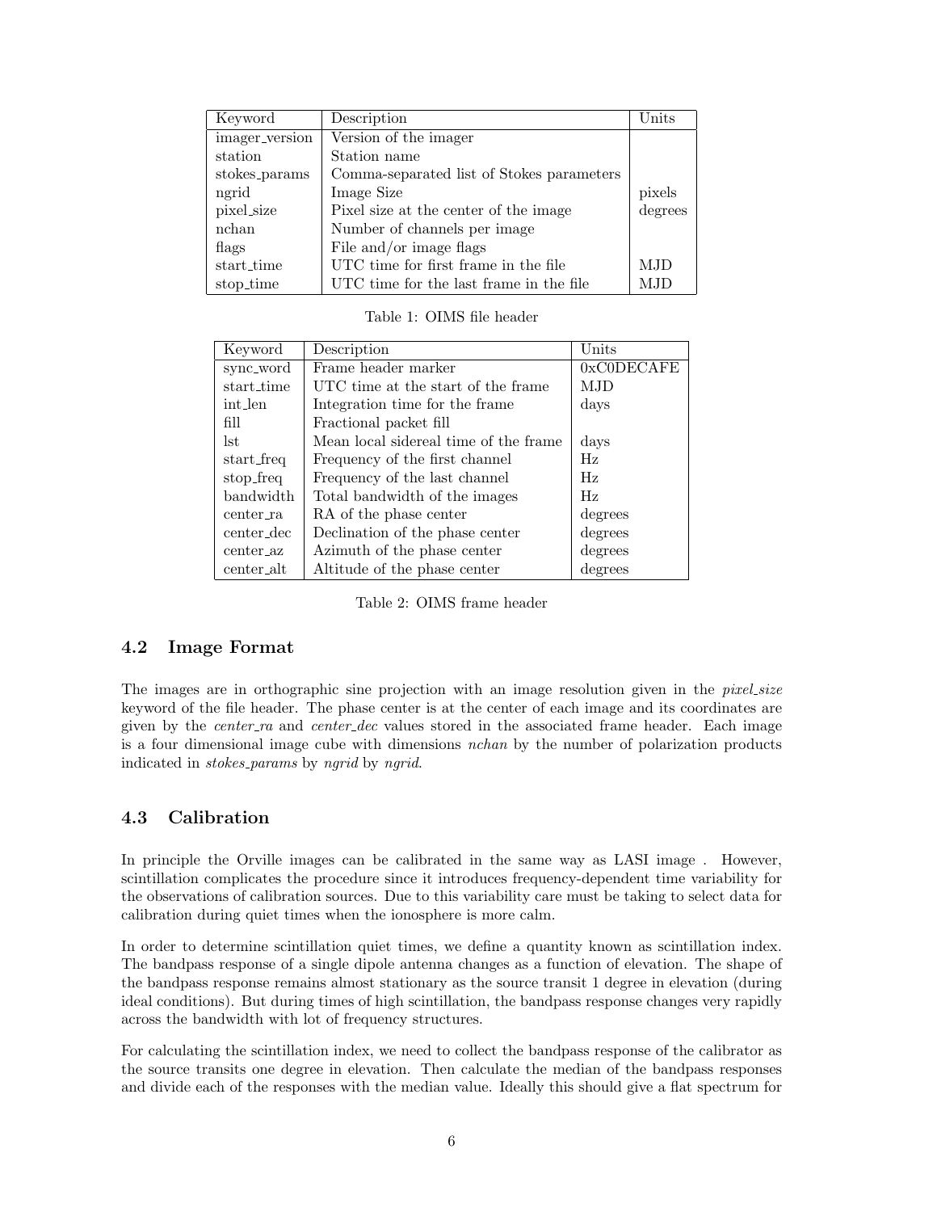| Keyword | Description | Units |
|---|---|---|
| imager_version | Version of the imager | |
| station | Station name | |
| stokes_params | Comma-separated list of Stokes parameters | |
| ngrid | Image Size | pixels |
| pixel_size | Pixel size at the center of the image | degrees |
| nchan | Number of channels per image | |
| flags | File and/or image flags | |
| start_time | UTC time for first frame in the file | MJD |
| stop_time | UTC time for the last frame in the file | MJD |

Table 1: OIMS file header

| Keyword | Description | Units |
|---|---|---|
| sync_word | Frame header marker | 0xC0DECAFE |
| start_time | UTC time at the start of the frame | MJD |
| int_len | Integration time for the frame | days |
| fill | Fractional packet fill | |
| lst | Mean local sidereal time of the frame | days |
| start_freq | Frequency of the first channel | Hz |
| stop_freq | Frequency of the last channel | Hz |
| bandwidth | Total bandwidth of the images | Hz |
| center_ra | RA of the phase center | degrees |
| center_dec | Declination of the phase center | degrees |
| center_az | Azimuth of the phase center | degrees |
| center_alt | Altitude of the phase center | degrees |

Table 2: OIMS frame header

### 4.2 Image Format

The images are in orthographic sine projection with an image resolution given in the *pixel_size* keyword of the file header. The phase center is at the center of each image and its coordinates are given by the *center_ra* and *center_dec* values stored in the associated frame header. Each image is a four dimensional image cube with dimensions *nchan* by the number of polarization products indicated in *stokes_params* by *ngrid* by *ngrid*.

### 4.3 Calibration

In principle the Orville images can be calibrated in the same way as LASI image . However, scintillation complicates the procedure since it introduces frequency-dependent time variability for the observations of calibration sources. Due to this variability care must be taking to select data for calibration during quiet times when the ionosphere is more calm.

In order to determine scintillation quiet times, we define a quantity known as scintillation index. The bandpass response of a single dipole antenna changes as a function of elevation. The shape of the bandpass response remains almost stationary as the source transit 1 degree in elevation (during ideal conditions). But during times of high scintillation, the bandpass response changes very rapidly across the bandwidth with lot of frequency structures.

For calculating the scintillation index, we need to collect the bandpass response of the calibrator as the source transits one degree in elevation. Then calculate the median of the bandpass responses and divide each of the responses with the median value. Ideally this should give a flat spectrum for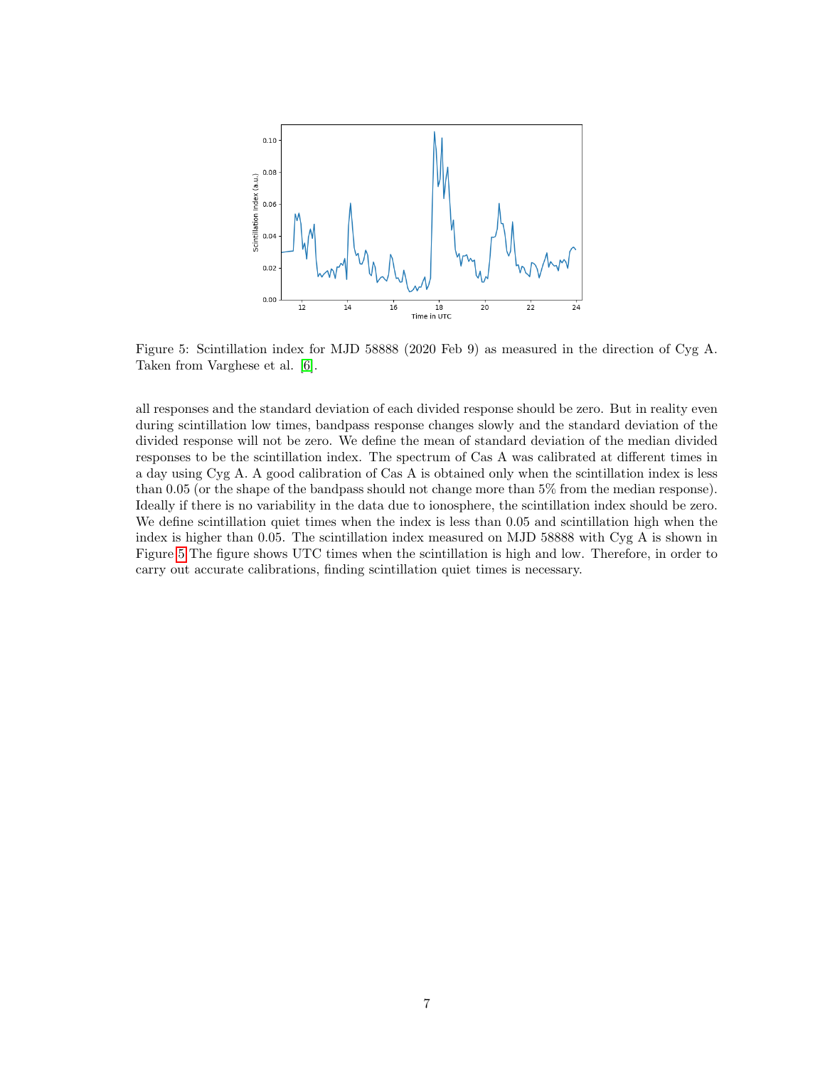Figure 5: Scintillation index for MJD 58888 (2020 Feb 9) as measured in the direction of Cyg A. Taken from Varghese et al. [6].

all responses and the standard deviation of each divided response should be zero. But in reality even during scintillation low times, bandpass response changes slowly and the standard deviation of the divided response will not be zero. We define the mean of standard deviation of the median divided responses to be the scintillation index. The spectrum of Cas A was calibrated at different times in a day using Cyg A. A good calibration of Cas A is obtained only when the scintillation index is less than 0.05 (or the shape of the bandpass should not change more than 5% from the median response). Ideally if there is no variability in the data due to ionosphere, the scintillation index should be zero. We define scintillation quiet times when the index is less than 0.05 and scintillation high when the index is higher than 0.05. The scintillation index measured on MJD 58888 with Cyg A is shown in Figure 5 The figure shows UTC times when the scintillation is high and low. Therefore, in order to carry out accurate calibrations, finding scintillation quiet times is necessary.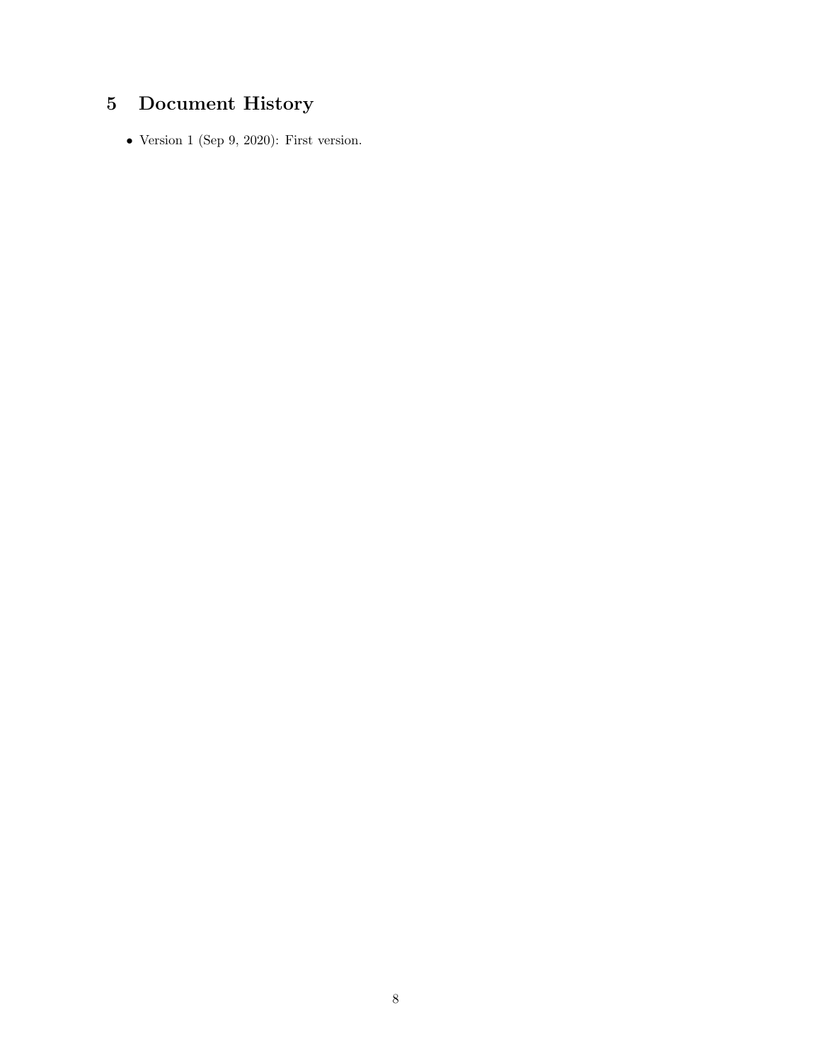# 5 Document History

- Version 1 (Sep 9, 2020): First version.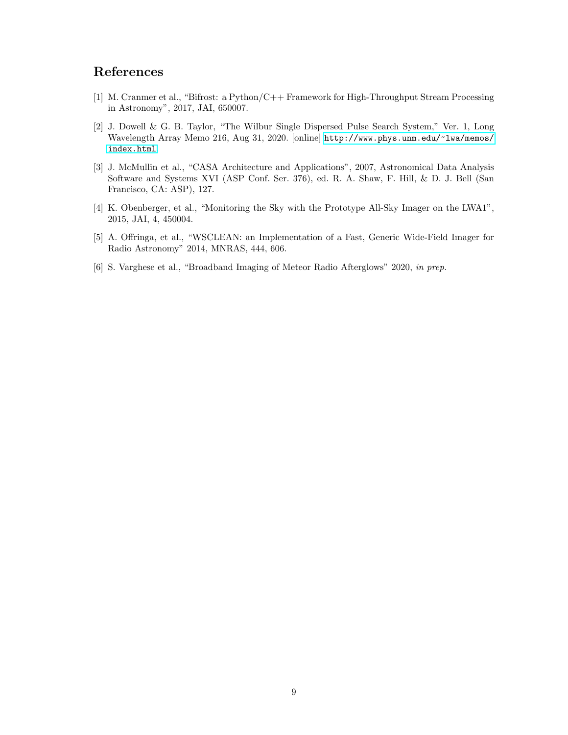# References

[1] M. Cranmer et al., "Bifrost: a Python/C++ Framework for High-Throughput Stream Processing in Astronomy", 2017, JAI, 650007.

[2] J. Dowell & G. B. Taylor, "The Wilbur Single Dispersed Pulse Search System," Ver. 1, Long Wavelength Array Memo 216, Aug 31, 2020. [online] http://www.phys.unm.edu/~lwa/memos/index.html.

[3] J. McMullin et al., "CASA Architecture and Applications", 2007, Astronomical Data Analysis Software and Systems XVI (ASP Conf. Ser. 376), ed. R. A. Shaw, F. Hill, & D. J. Bell (San Francisco, CA: ASP), 127.

[4] K. Obenberger, et al., "Monitoring the Sky with the Prototype All-Sky Imager on the LWA1", 2015, JAI, 4, 450004.

[5] A. Offringa, et al., "WSCLEAN: an Implementation of a Fast, Generic Wide-Field Imager for Radio Astronomy" 2014, MNRAS, 444, 606.

[6] S. Varghese et al., "Broadband Imaging of Meteor Radio Afterglows" 2020, *in prep.*